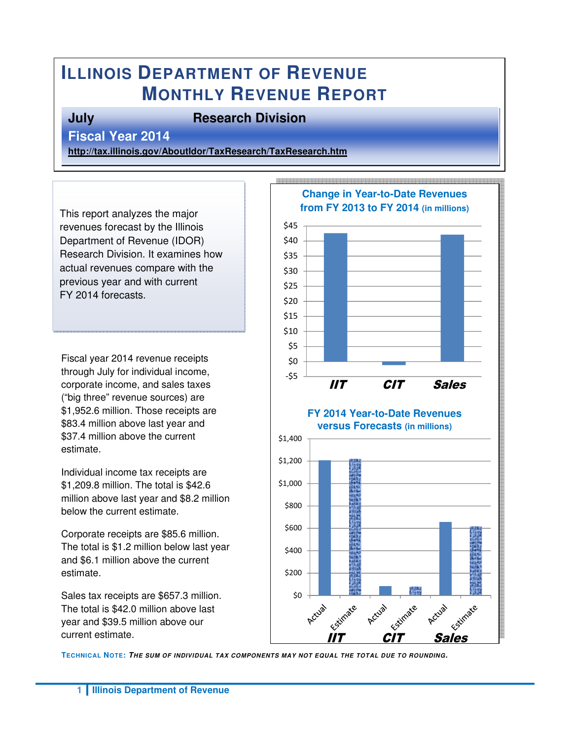# Illinois Department of Revenue
## Monthly Revenue Report

**July** **Research Division**

**Fiscal Year 2014**

http://tax.illinois.gov/AboutIdor/TaxResearch/TaxResearch.htm

This report analyzes the major revenues forecast by the Illinois Department of Revenue (IDOR) Research Division. It examines how actual revenues compare with the previous year and with current FY 2014 forecasts.

Fiscal year 2014 revenue receipts through July for individual income, corporate income, and sales taxes ("big three" revenue sources) are $1,952.6 million. Those receipts are $83.4 million above last year and $37.4 million above the current estimate.

Individual income tax receipts are $1,209.8 million. The total is $42.6 million above last year and $8.2 million below the current estimate.

Corporate receipts are $85.6 million. The total is $1.2 million below last year and $6.1 million above the current estimate.

Sales tax receipts are $657.3 million. The total is $42.0 million above last year and $39.5 million above our current estimate.

**Change in Year-to-Date Revenues from FY 2013 to FY 2014** (in millions)

**FY 2014 Year-to-Date Revenues versus Forecasts** (in millions)

**Technical Note:** *The sum of individual tax components may not equal the total due to rounding.*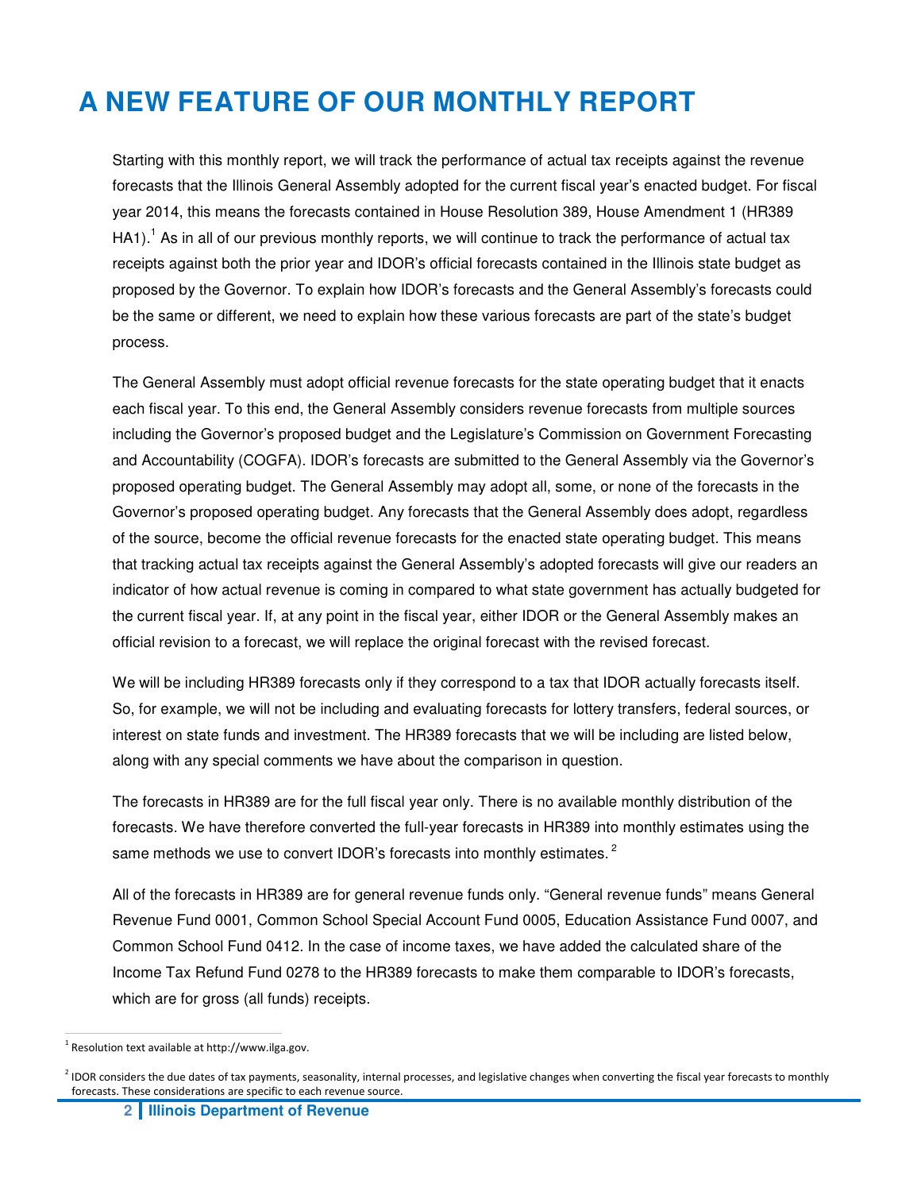# A NEW FEATURE OF OUR MONTHLY REPORT

Starting with this monthly report, we will track the performance of actual tax receipts against the revenue forecasts that the Illinois General Assembly adopted for the current fiscal year's enacted budget. For fiscal year 2014, this means the forecasts contained in House Resolution 389, House Amendment 1 (HR389 HA1).[1] As in all of our previous monthly reports, we will continue to track the performance of actual tax receipts against both the prior year and IDOR's official forecasts contained in the Illinois state budget as proposed by the Governor. To explain how IDOR's forecasts and the General Assembly's forecasts could be the same or different, we need to explain how these various forecasts are part of the state's budget process.

The General Assembly must adopt official revenue forecasts for the state operating budget that it enacts each fiscal year. To this end, the General Assembly considers revenue forecasts from multiple sources including the Governor's proposed budget and the Legislature's Commission on Government Forecasting and Accountability (COGFA). IDOR's forecasts are submitted to the General Assembly via the Governor's proposed operating budget. The General Assembly may adopt all, some, or none of the forecasts in the Governor's proposed operating budget. Any forecasts that the General Assembly does adopt, regardless of the source, become the official revenue forecasts for the enacted state operating budget. This means that tracking actual tax receipts against the General Assembly's adopted forecasts will give our readers an indicator of how actual revenue is coming in compared to what state government has actually budgeted for the current fiscal year. If, at any point in the fiscal year, either IDOR or the General Assembly makes an official revision to a forecast, we will replace the original forecast with the revised forecast.

We will be including HR389 forecasts only if they correspond to a tax that IDOR actually forecasts itself. So, for example, we will not be including and evaluating forecasts for lottery transfers, federal sources, or interest on state funds and investment. The HR389 forecasts that we will be including are listed below, along with any special comments we have about the comparison in question.

The forecasts in HR389 are for the full fiscal year only. There is no available monthly distribution of the forecasts. We have therefore converted the full-year forecasts in HR389 into monthly estimates using the same methods we use to convert IDOR's forecasts into monthly estimates.[2]

All of the forecasts in HR389 are for general revenue funds only. "General revenue funds" means General Revenue Fund 0001, Common School Special Account Fund 0005, Education Assistance Fund 0007, and Common School Fund 0412. In the case of income taxes, we have added the calculated share of the Income Tax Refund Fund 0278 to the HR389 forecasts to make them comparable to IDOR's forecasts, which are for gross (all funds) receipts.

---

[1] Resolution text available at http://www.ilga.gov.

[2] IDOR considers the due dates of tax payments, seasonality, internal processes, and legislative changes when converting the fiscal year forecasts to monthly forecasts. These considerations are specific to each revenue source.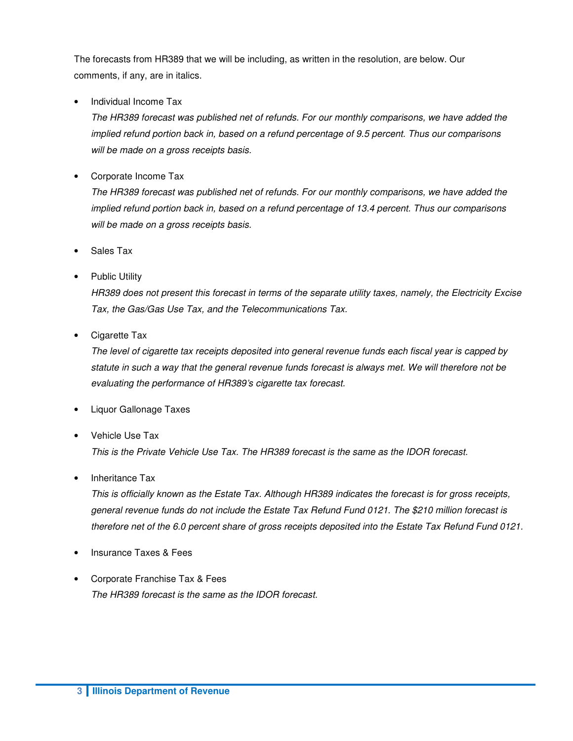The forecasts from HR389 that we will be including, as written in the resolution, are below. Our comments, if any, are in italics.

- Individual Income Tax
  *The HR389 forecast was published net of refunds. For our monthly comparisons, we have added the implied refund portion back in, based on a refund percentage of 9.5 percent. Thus our comparisons will be made on a gross receipts basis.*

- Corporate Income Tax
  *The HR389 forecast was published net of refunds. For our monthly comparisons, we have added the implied refund portion back in, based on a refund percentage of 13.4 percent. Thus our comparisons will be made on a gross receipts basis.*

- Sales Tax

- Public Utility
  *HR389 does not present this forecast in terms of the separate utility taxes, namely, the Electricity Excise Tax, the Gas/Gas Use Tax, and the Telecommunications Tax.*

- Cigarette Tax
  *The level of cigarette tax receipts deposited into general revenue funds each fiscal year is capped by statute in such a way that the general revenue funds forecast is always met. We will therefore not be evaluating the performance of HR389's cigarette tax forecast.*

- Liquor Gallonage Taxes

- Vehicle Use Tax
  *This is the Private Vehicle Use Tax. The HR389 forecast is the same as the IDOR forecast.*

- Inheritance Tax
  *This is officially known as the Estate Tax. Although HR389 indicates the forecast is for gross receipts, general revenue funds do not include the Estate Tax Refund Fund 0121. The $210 million forecast is therefore net of the 6.0 percent share of gross receipts deposited into the Estate Tax Refund Fund 0121.*

- Insurance Taxes & Fees

- Corporate Franchise Tax & Fees
  *The HR389 forecast is the same as the IDOR forecast.*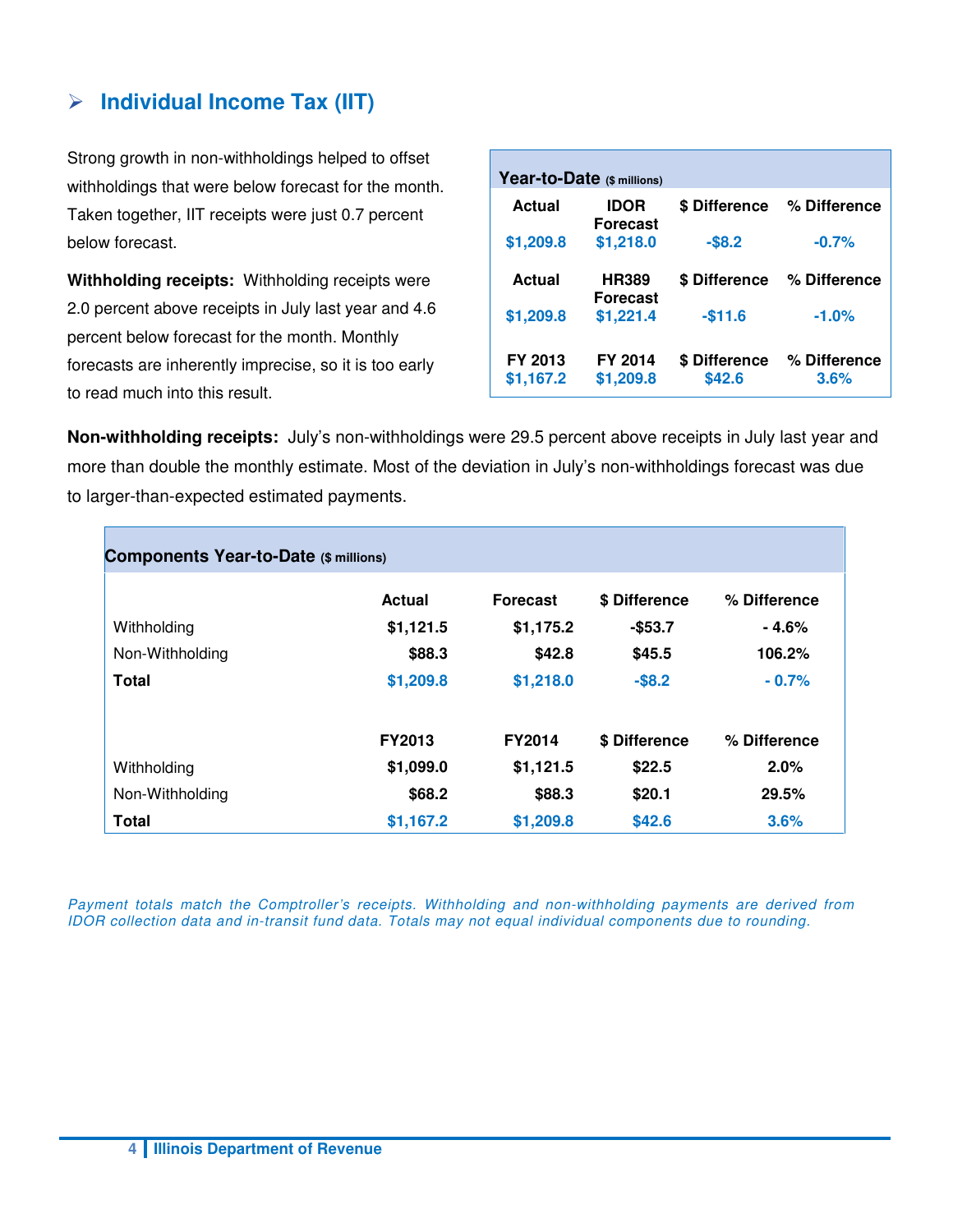## Individual Income Tax (IIT)

Strong growth in non-withholdings helped to offset withholdings that were below forecast for the month. Taken together, IIT receipts were just 0.7 percent below forecast.

| **Year-to-Date** ($ millions) | | | |
|---|---|---|---|
| **Actual** | **IDOR Forecast** | **$ Difference** | **% Difference** |
| $1,209.8 | $1,218.0 | -$8.2 | -0.7% |
| **Actual** | **HR389 Forecast** | **$ Difference** | **% Difference** |
| $1,209.8 | $1,221.4 | -$11.6 | -1.0% |
| **FY 2013** | **FY 2014** | **$ Difference** | **% Difference** |
| $1,167.2 | $1,209.8 | $42.6 | 3.6% |

**Withholding receipts:** Withholding receipts were 2.0 percent above receipts in July last year and 4.6 percent below forecast for the month. Monthly forecasts are inherently imprecise, so it is too early to read much into this result.

**Non-withholding receipts:** July's non-withholdings were 29.5 percent above receipts in July last year and more than double the monthly estimate. Most of the deviation in July's non-withholdings forecast was due to larger-than-expected estimated payments.

| **Components Year-to-Date** ($ millions) | | | | |
|---|---|---|---|---|
| | **Actual** | **Forecast** | **$ Difference** | **% Difference** |
| Withholding | **$1,121.5** | **$1,175.2** | **-$53.7** | **- 4.6%** |
| Non-Withholding | **$88.3** | **$42.8** | **$45.5** | **106.2%** |
| **Total** | **$1,209.8** | **$1,218.0** | **-$8.2** | **- 0.7%** |
| | **FY2013** | **FY2014** | **$ Difference** | **% Difference** |
| Withholding | **$1,099.0** | **$1,121.5** | **$22.5** | **2.0%** |
| Non-Withholding | **$68.2** | **$88.3** | **$20.1** | **29.5%** |
| **Total** | **$1,167.2** | **$1,209.8** | **$42.6** | **3.6%** |

*Payment totals match the Comptroller's receipts. Withholding and non-withholding payments are derived from IDOR collection data and in-transit fund data. Totals may not equal individual components due to rounding.*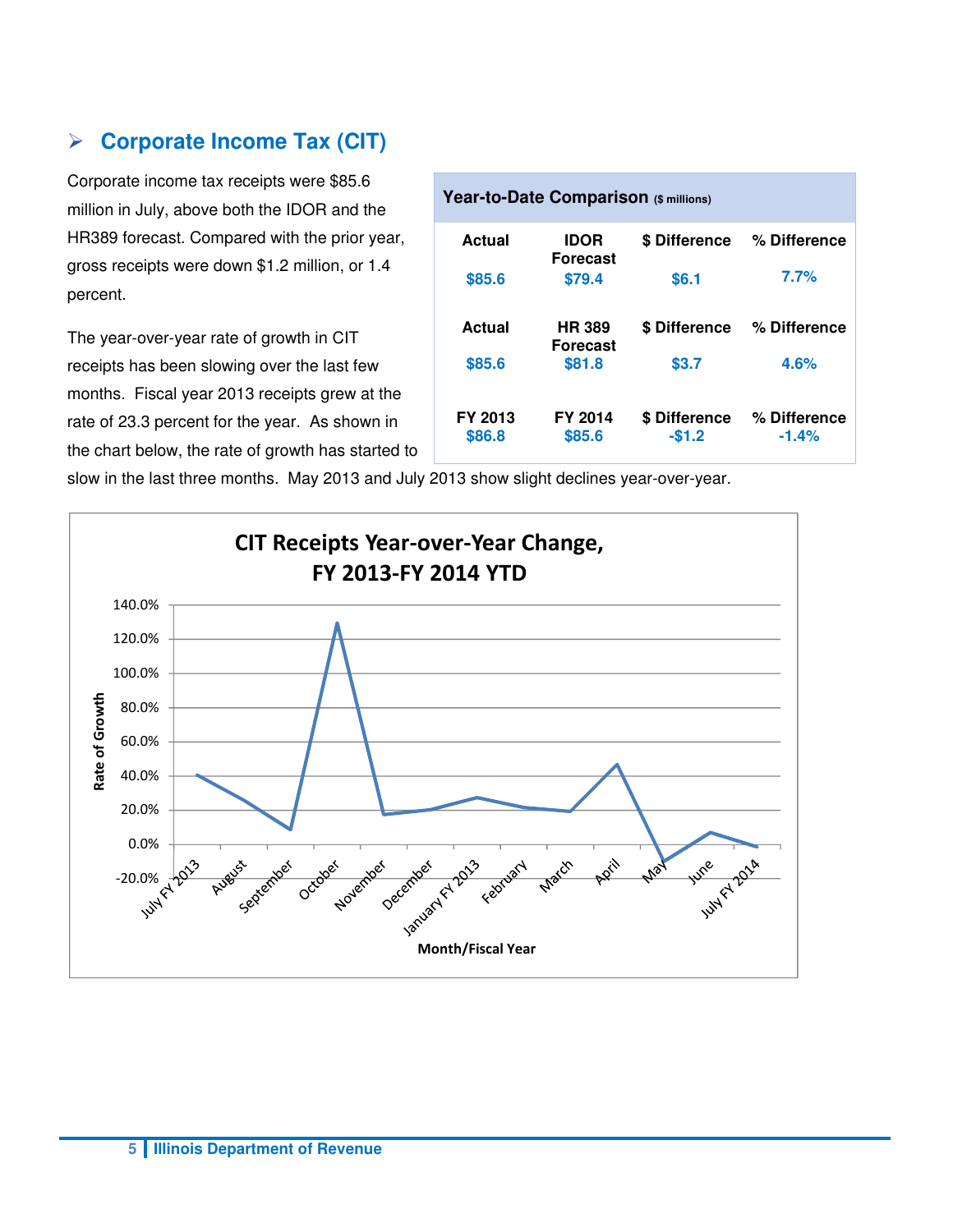## Corporate Income Tax (CIT)

Corporate income tax receipts were $85.6 million in July, above both the IDOR and the HR389 forecast. Compared with the prior year, gross receipts were down $1.2 million, or 1.4 percent.

The year-over-year rate of growth in CIT receipts has been slowing over the last few months. Fiscal year 2013 receipts grew at the rate of 23.3 percent for the year. As shown in the chart below, the rate of growth has started to slow in the last three months. May 2013 and July 2013 show slight declines year-over-year.

**Year-to-Date Comparison** ($ millions)

| Actual | IDOR Forecast | $ Difference | % Difference |
|---|---|---|---|
| $85.6 | $79.4 | $6.1 | 7.7% |
| **Actual** | **HR 389 Forecast** | **$ Difference** | **% Difference** |
| $85.6 | $81.8 | $3.7 | 4.6% |
| **FY 2013** | **FY 2014** | **$ Difference** | **% Difference** |
| $86.8 | $85.6 | -$1.2 | -1.4% |

**CIT Receipts Year-over-Year Change, FY 2013-FY 2014 YTD**

Rate of Growth by Month/Fiscal Year (line chart; x-axis: July FY 2013, August, September, October, November, December, January FY 2013, February, March, April, May, June, July FY 2014; y-axis: -20.0% to 140.0%)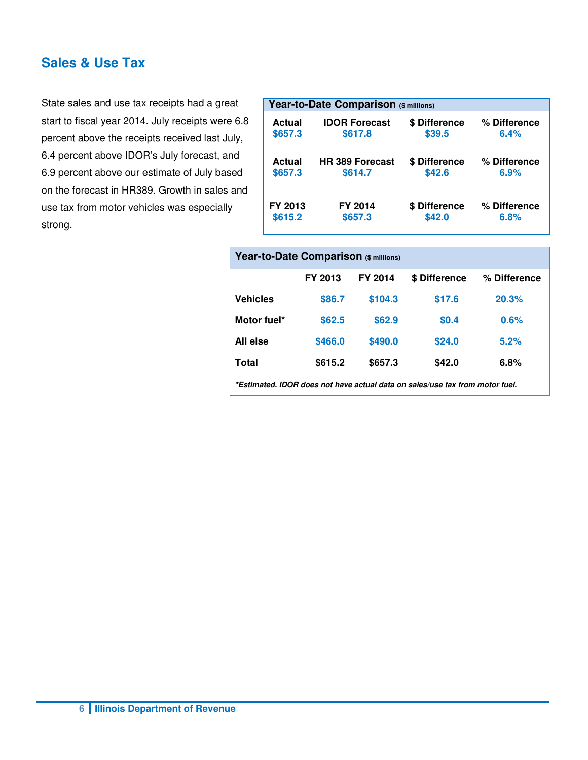## Sales & Use Tax

State sales and use tax receipts had a great start to fiscal year 2014. July receipts were 6.8 percent above the receipts received last July, 6.4 percent above IDOR's July forecast, and 6.9 percent above our estimate of July based on the forecast in HR389. Growth in sales and use tax from motor vehicles was especially strong.

**Year-to-Date Comparison** ($ millions)

| Actual | IDOR Forecast | $ Difference | % Difference |
|---|---|---|---|
| $657.3 | $617.8 | $39.5 | 6.4% |
| **Actual** | **HR 389 Forecast** | **$ Difference** | **% Difference** |
| $657.3 | $614.7 | $42.6 | 6.9% |
| **FY 2013** | **FY 2014** | **$ Difference** | **% Difference** |
| $615.2 | $657.3 | $42.0 | 6.8% |

**Year-to-Date Comparison** ($ millions)

| | FY 2013 | FY 2014 | $ Difference | % Difference |
|---|---|---|---|---|
| Vehicles | $86.7 | $104.3 | $17.6 | 20.3% |
| Motor fuel* | $62.5 | $62.9 | $0.4 | 0.6% |
| All else | $466.0 | $490.0 | $24.0 | 5.2% |
| **Total** | **$615.2** | **$657.3** | **$42.0** | **6.8%** |

*\*Estimated. IDOR does not have actual data on sales/use tax from motor fuel.*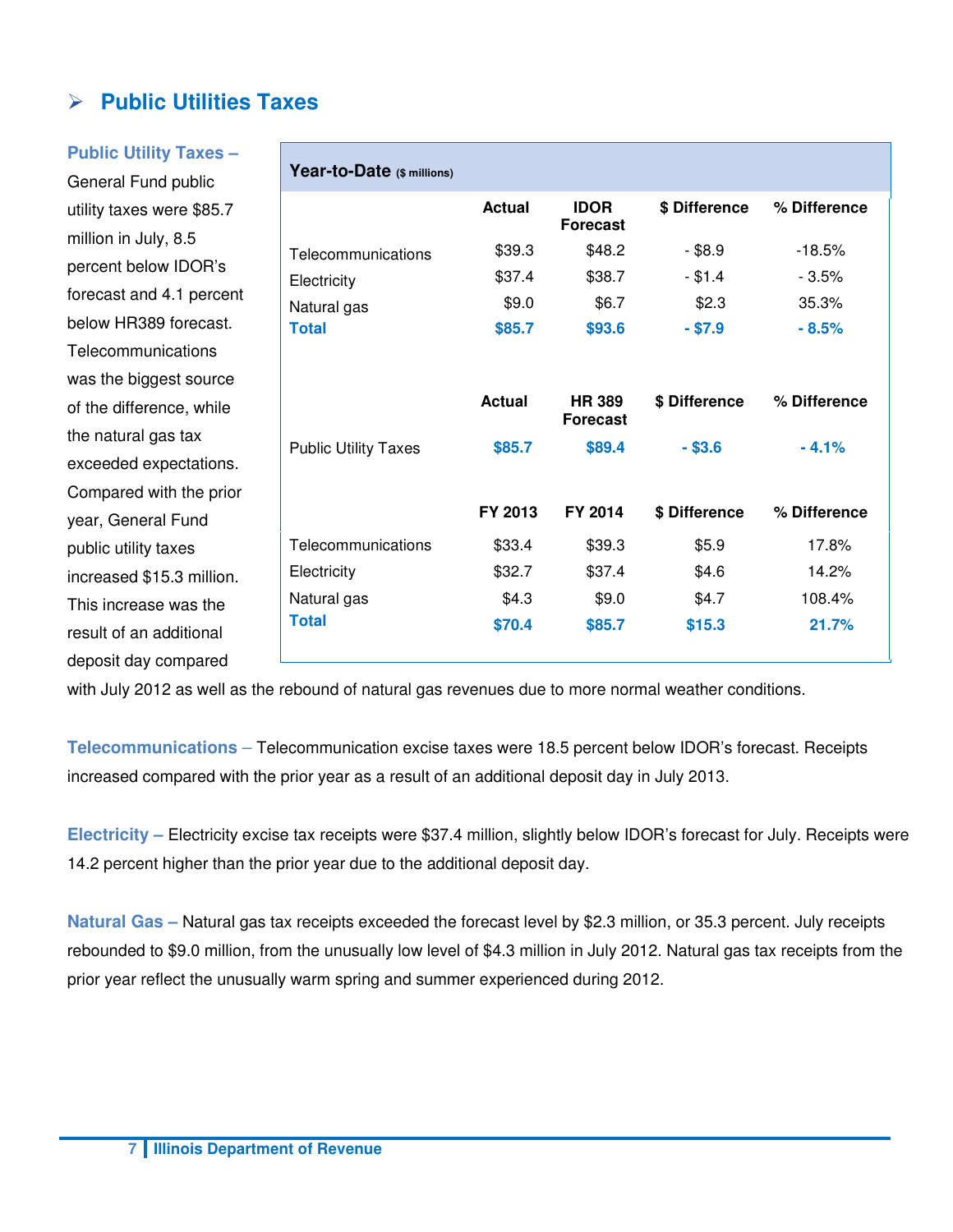## ➢ Public Utilities Taxes

**Public Utility Taxes –** General Fund public utility taxes were $85.7 million in July, 8.5 percent below IDOR's forecast and 4.1 percent below HR389 forecast. Telecommunications was the biggest source of the difference, while the natural gas tax exceeded expectations. Compared with the prior year, General Fund public utility taxes increased $15.3 million. This increase was the result of an additional deposit day compared with July 2012 as well as the rebound of natural gas revenues due to more normal weather conditions.

**Year-to-Date** ($ millions)

| | Actual | IDOR Forecast | $ Difference | % Difference |
|---|---|---|---|---|
| Telecommunications | $39.3 | $48.2 | - $8.9 | -18.5% |
| Electricity | $37.4 | $38.7 | - $1.4 | - 3.5% |
| Natural gas | $9.0 | $6.7 | $2.3 | 35.3% |
| **Total** | **$85.7** | **$93.6** | **- $7.9** | **- 8.5%** |

| | Actual | HR 389 Forecast | $ Difference | % Difference |
|---|---|---|---|---|
| Public Utility Taxes | **$85.7** | **$89.4** | **- $3.6** | **- 4.1%** |

| | FY 2013 | FY 2014 | $ Difference | % Difference |
|---|---|---|---|---|
| Telecommunications | $33.4 | $39.3 | $5.9 | 17.8% |
| Electricity | $32.7 | $37.4 | $4.6 | 14.2% |
| Natural gas | $4.3 | $9.0 | $4.7 | 108.4% |
| **Total** | **$70.4** | **$85.7** | **$15.3** | **21.7%** |

**Telecommunications –** Telecommunication excise taxes were 18.5 percent below IDOR's forecast. Receipts increased compared with the prior year as a result of an additional deposit day in July 2013.

**Electricity –** Electricity excise tax receipts were $37.4 million, slightly below IDOR's forecast for July. Receipts were 14.2 percent higher than the prior year due to the additional deposit day.

**Natural Gas –** Natural gas tax receipts exceeded the forecast level by $2.3 million, or 35.3 percent. July receipts rebounded to $9.0 million, from the unusually low level of $4.3 million in July 2012. Natural gas tax receipts from the prior year reflect the unusually warm spring and summer experienced during 2012.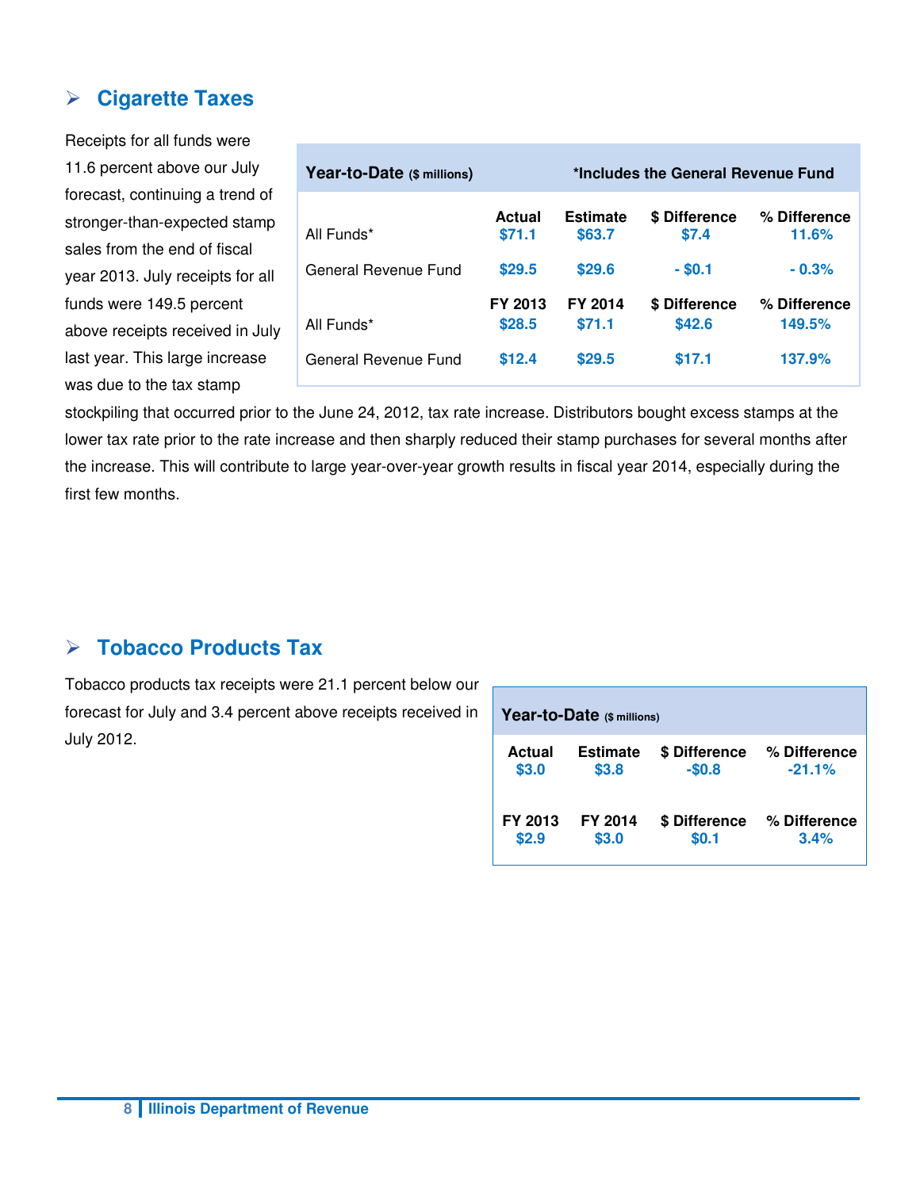## Cigarette Taxes

Receipts for all funds were 11.6 percent above our July forecast, continuing a trend of stronger-than-expected stamp sales from the end of fiscal year 2013. July receipts for all funds were 149.5 percent above receipts received in July last year. This large increase was due to the tax stamp stockpiling that occurred prior to the June 24, 2012, tax rate increase. Distributors bought excess stamps at the lower tax rate prior to the rate increase and then sharply reduced their stamp purchases for several months after the increase. This will contribute to large year-over-year growth results in fiscal year 2014, especially during the first few months.

**Year-to-Date** ($ millions) — *Includes the General Revenue Fund

| | Actual | Estimate | $ Difference | % Difference |
|---|---|---|---|---|
| All Funds* | $71.1 | $63.7 | $7.4 | 11.6% |
| General Revenue Fund | $29.5 | $29.6 | - $0.1 | - 0.3% |
| | **FY 2013** | **FY 2014** | **$ Difference** | **% Difference** |
| All Funds* | $28.5 | $71.1 | $42.6 | 149.5% |
| General Revenue Fund | $12.4 | $29.5 | $17.1 | 137.9% |

## Tobacco Products Tax

Tobacco products tax receipts were 21.1 percent below our forecast for July and 3.4 percent above receipts received in July 2012.

**Year-to-Date** ($ millions)

| Actual | Estimate | $ Difference | % Difference |
|---|---|---|---|
| $3.0 | $3.8 | -$0.8 | -21.1% |
| **FY 2013** | **FY 2014** | **$ Difference** | **% Difference** |
| $2.9 | $3.0 | $0.1 | 3.4% |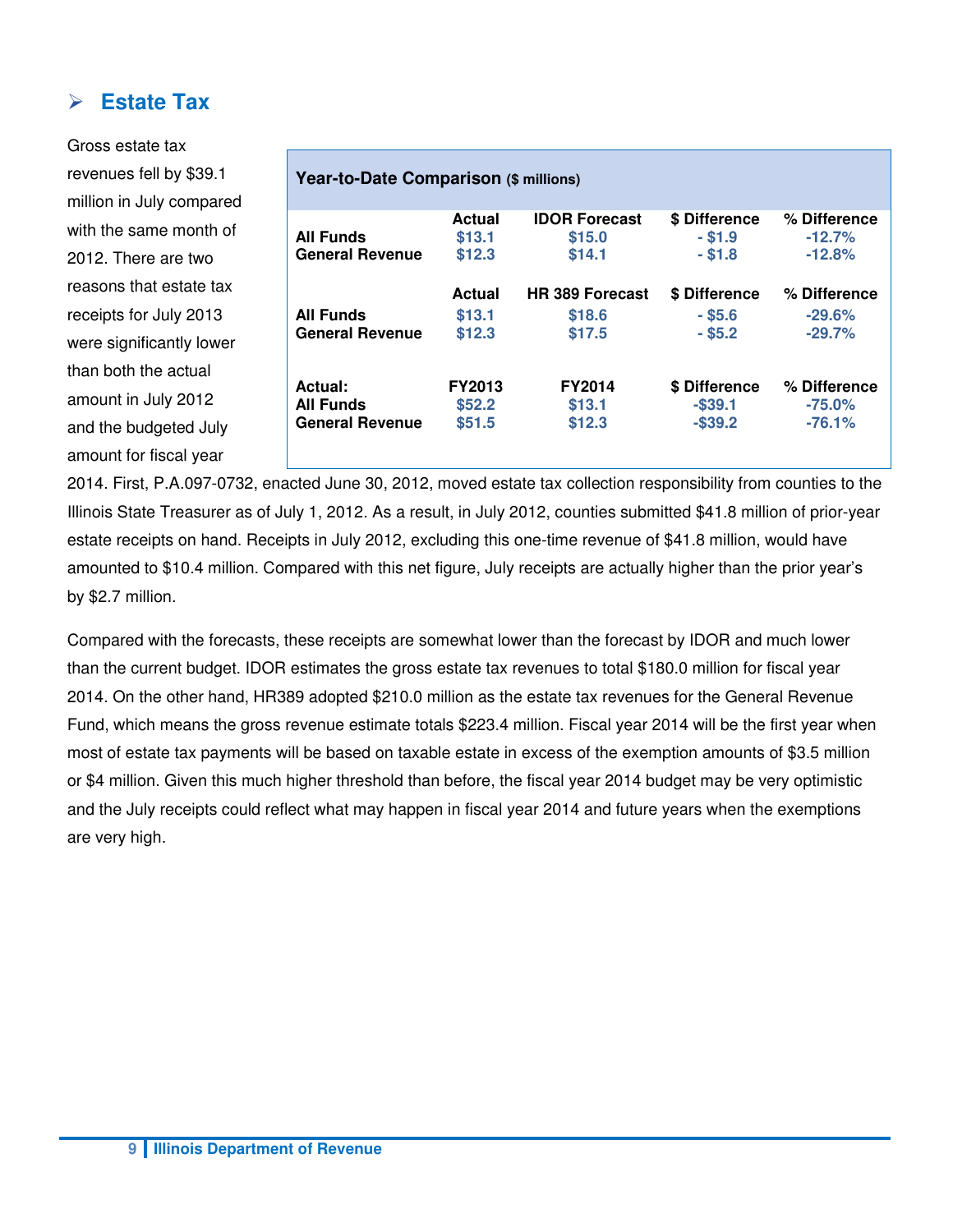## Estate Tax

Gross estate tax revenues fell by $39.1 million in July compared with the same month of 2012. There are two reasons that estate tax receipts for July 2013 were significantly lower than both the actual amount in July 2012 and the budgeted July amount for fiscal year 2014. First, P.A.097-0732, enacted June 30, 2012, moved estate tax collection responsibility from counties to the Illinois State Treasurer as of July 1, 2012. As a result, in July 2012, counties submitted $41.8 million of prior-year estate receipts on hand. Receipts in July 2012, excluding this one-time revenue of $41.8 million, would have amounted to $10.4 million. Compared with this net figure, July receipts are actually higher than the prior year's by $2.7 million.

**Year-to-Date Comparison** ($ millions)

| | Actual | IDOR Forecast | $ Difference | % Difference |
|---|---|---|---|---|
| **All Funds** | $13.1 | $15.0 | - $1.9 | -12.7% |
| **General Revenue** | $12.3 | $14.1 | - $1.8 | -12.8% |
| | **Actual** | **HR 389 Forecast** | **$ Difference** | **% Difference** |
| **All Funds** | $13.1 | $18.6 | - $5.6 | -29.6% |
| **General Revenue** | $12.3 | $17.5 | - $5.2 | -29.7% |
| **Actual:** | **FY2013** | **FY2014** | **$ Difference** | **% Difference** |
| **All Funds** | $52.2 | $13.1 | -$39.1 | -75.0% |
| **General Revenue** | $51.5 | $12.3 | -$39.2 | -76.1% |

Compared with the forecasts, these receipts are somewhat lower than the forecast by IDOR and much lower than the current budget. IDOR estimates the gross estate tax revenues to total $180.0 million for fiscal year 2014. On the other hand, HR389 adopted $210.0 million as the estate tax revenues for the General Revenue Fund, which means the gross revenue estimate totals $223.4 million. Fiscal year 2014 will be the first year when most of estate tax payments will be based on taxable estate in excess of the exemption amounts of $3.5 million or $4 million. Given this much higher threshold than before, the fiscal year 2014 budget may be very optimistic and the July receipts could reflect what may happen in fiscal year 2014 and future years when the exemptions are very high.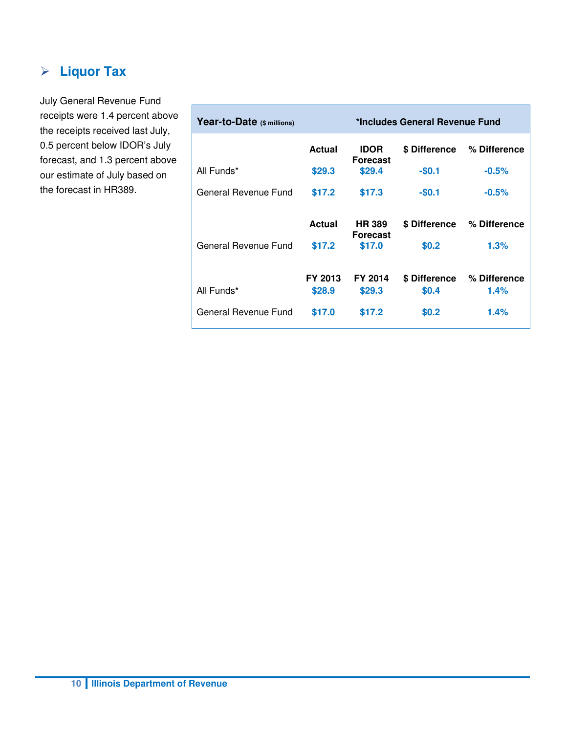## Liquor Tax

July General Revenue Fund receipts were 1.4 percent above the receipts received last July, 0.5 percent below IDOR's July forecast, and 1.3 percent above our estimate of July based on the forecast in HR389.

| Year-to-Date ($ millions) | | *Includes General Revenue Fund | | |
|---|---|---|---|---|
| | Actual | IDOR Forecast | $ Difference | % Difference |
| All Funds* | $29.3 | $29.4 | -$0.1 | -0.5% |
| General Revenue Fund | $17.2 | $17.3 | -$0.1 | -0.5% |
| | Actual | HR 389 Forecast | $ Difference | % Difference |
| General Revenue Fund | $17.2 | $17.0 | $0.2 | 1.3% |
| | FY 2013 | FY 2014 | $ Difference | % Difference |
| All Funds* | $28.9 | $29.3 | $0.4 | 1.4% |
| General Revenue Fund | $17.0 | $17.2 | $0.2 | 1.4% |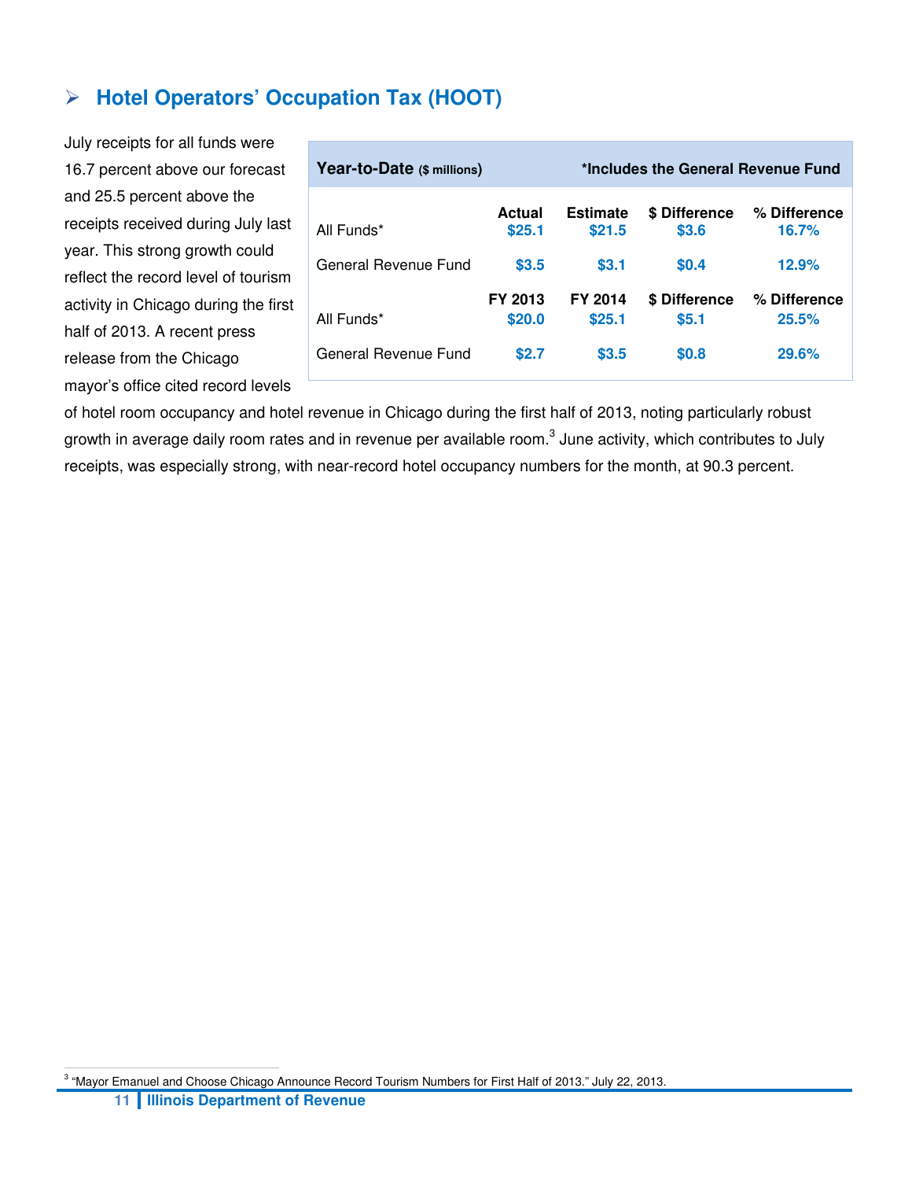## Hotel Operators' Occupation Tax (HOOT)

July receipts for all funds were 16.7 percent above our forecast and 25.5 percent above the receipts received during July last year. This strong growth could reflect the record level of tourism activity in Chicago during the first half of 2013. A recent press release from the Chicago mayor's office cited record levels of hotel room occupancy and hotel revenue in Chicago during the first half of 2013, noting particularly robust growth in average daily room rates and in revenue per available room.[3] June activity, which contributes to July receipts, was especially strong, with near-record hotel occupancy numbers for the month, at 90.3 percent.

| **Year-to-Date** ($ millions) | | | | *Includes the General Revenue Fund |
|---|---|---|---|---|
| | **Actual** | **Estimate** | **$ Difference** | **% Difference** |
| All Funds* | $25.1 | $21.5 | $3.6 | 16.7% |
| General Revenue Fund | $3.5 | $3.1 | $0.4 | 12.9% |
| | **FY 2013** | **FY 2014** | **$ Difference** | **% Difference** |
| All Funds* | $20.0 | $25.1 | $5.1 | 25.5% |
| General Revenue Fund | $2.7 | $3.5 | $0.8 | 29.6% |

[3] "Mayor Emanuel and Choose Chicago Announce Record Tourism Numbers for First Half of 2013." July 22, 2013.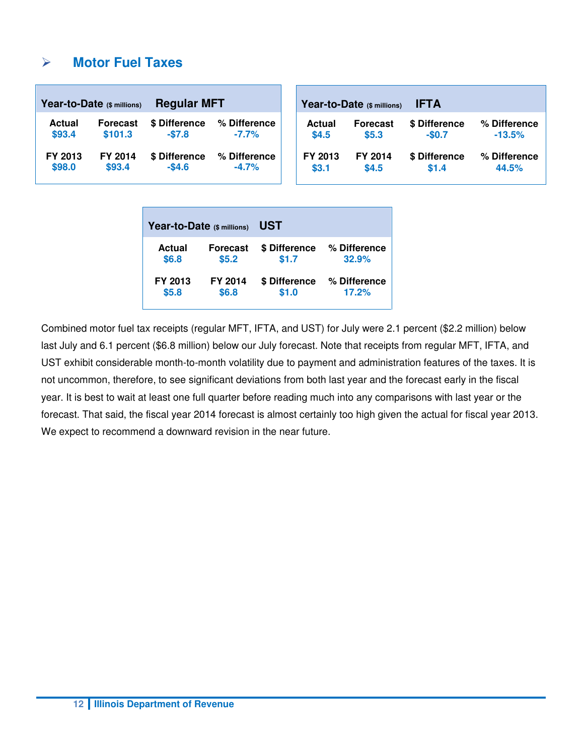## Motor Fuel Taxes

**Year-to-Date** ($ millions) **Regular MFT**

| Actual | Forecast | $ Difference | % Difference |
|---|---|---|---|
| $93.4 | $101.3 | -$7.8 | -7.7% |
| **FY 2013** | **FY 2014** | **$ Difference** | **% Difference** |
| $98.0 | $93.4 | -$4.6 | -4.7% |

**Year-to-Date** ($ millions) **IFTA**

| Actual | Forecast | $ Difference | % Difference |
|---|---|---|---|
| $4.5 | $5.3 | -$0.7 | -13.5% |
| **FY 2013** | **FY 2014** | **$ Difference** | **% Difference** |
| $3.1 | $4.5 | $1.4 | 44.5% |

**Year-to-Date** ($ millions) **UST**

| Actual | Forecast | $ Difference | % Difference |
|---|---|---|---|
| $6.8 | $5.2 | $1.7 | 32.9% |
| **FY 2013** | **FY 2014** | **$ Difference** | **% Difference** |
| $5.8 | $6.8 | $1.0 | 17.2% |

Combined motor fuel tax receipts (regular MFT, IFTA, and UST) for July were 2.1 percent ($2.2 million) below last July and 6.1 percent ($6.8 million) below our July forecast. Note that receipts from regular MFT, IFTA, and UST exhibit considerable month-to-month volatility due to payment and administration features of the taxes. It is not uncommon, therefore, to see significant deviations from both last year and the forecast early in the fiscal year. It is best to wait at least one full quarter before reading much into any comparisons with last year or the forecast. That said, the fiscal year 2014 forecast is almost certainly too high given the actual for fiscal year 2013. We expect to recommend a downward revision in the near future.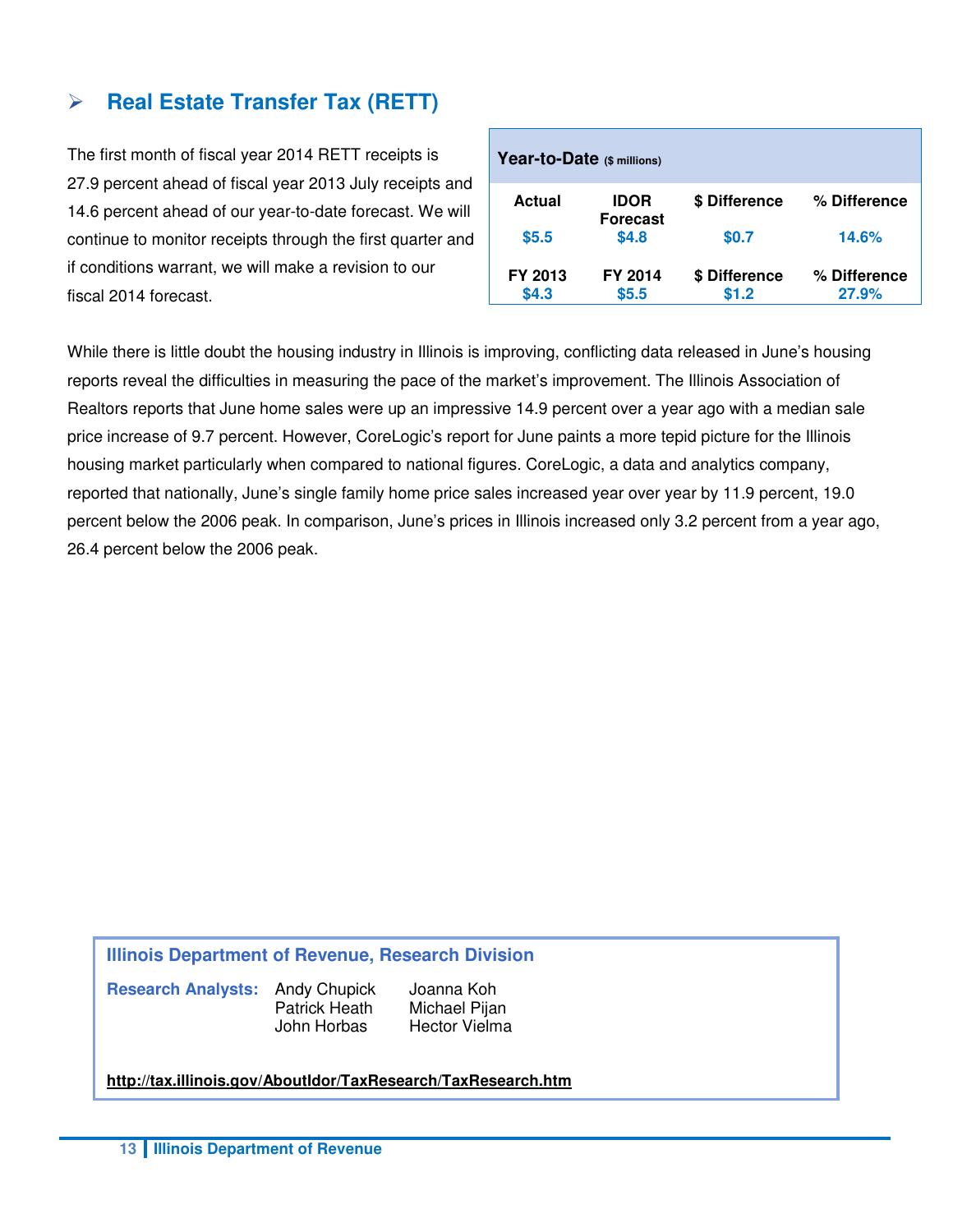## Real Estate Transfer Tax (RETT)

The first month of fiscal year 2014 RETT receipts is 27.9 percent ahead of fiscal year 2013 July receipts and 14.6 percent ahead of our year-to-date forecast. We will continue to monitor receipts through the first quarter and if conditions warrant, we will make a revision to our fiscal 2014 forecast.

**Year-to-Date** ($ millions)

| Actual | IDOR Forecast | $ Difference | % Difference |
|---|---|---|---|
| $5.5 | $4.8 | $0.7 | 14.6% |
| **FY 2013** | **FY 2014** | **$ Difference** | **% Difference** |
| $4.3 | $5.5 | $1.2 | 27.9% |

While there is little doubt the housing industry in Illinois is improving, conflicting data released in June's housing reports reveal the difficulties in measuring the pace of the market's improvement. The Illinois Association of Realtors reports that June home sales were up an impressive 14.9 percent over a year ago with a median sale price increase of 9.7 percent. However, CoreLogic's report for June paints a more tepid picture for the Illinois housing market particularly when compared to national figures. CoreLogic, a data and analytics company, reported that nationally, June's single family home price sales increased year over year by 11.9 percent, 19.0 percent below the 2006 peak. In comparison, June's prices in Illinois increased only 3.2 percent from a year ago, 26.4 percent below the 2006 peak.

**Illinois Department of Revenue, Research Division**

**Research Analysts:** Andy Chupick, Patrick Heath, John Horbas, Joanna Koh, Michael Pijan, Hector Vielma

**http://tax.illinois.gov/AboutIdor/TaxResearch/TaxResearch.htm**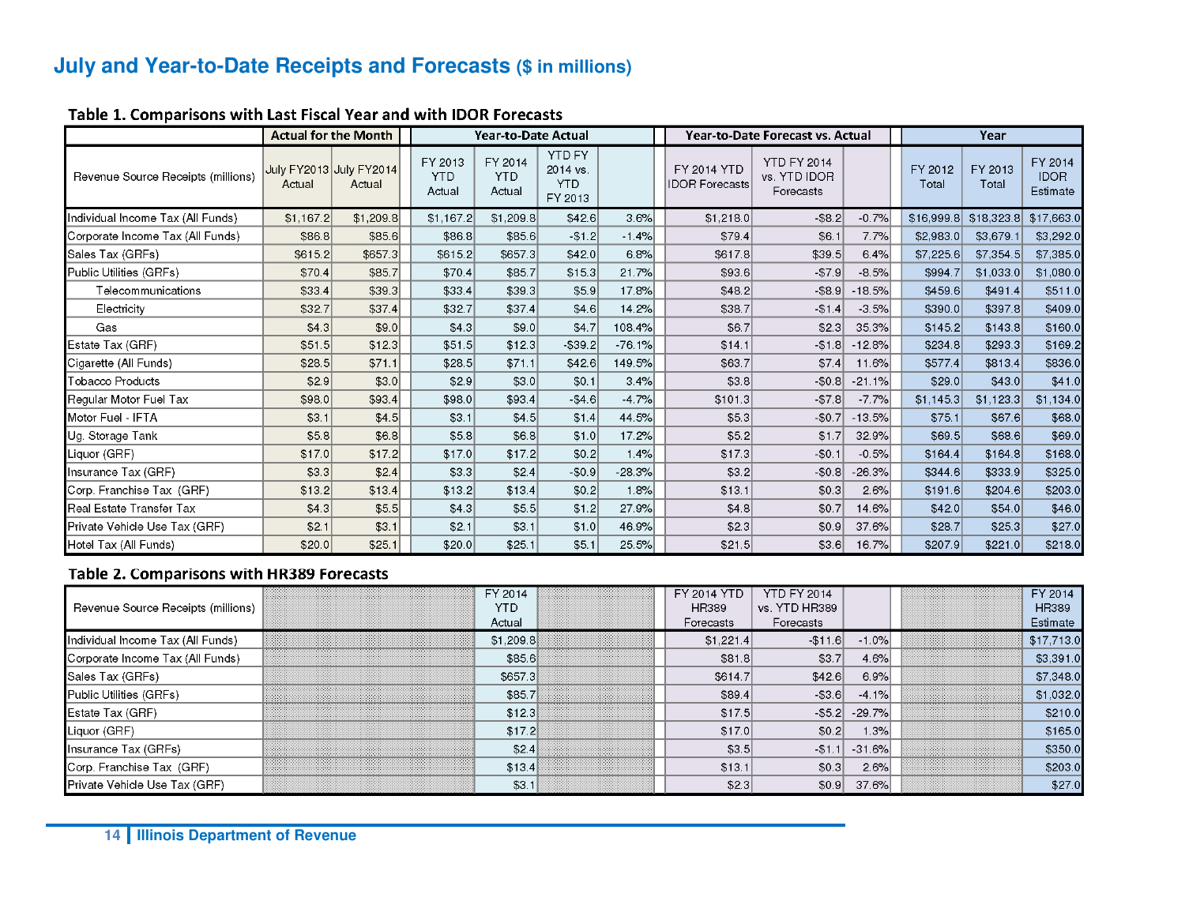## July and Year-to-Date Receipts and Forecasts ($ in millions)

**Table 1. Comparisons with Last Fiscal Year and with IDOR Forecasts**

| Revenue Source Receipts (millions) | Actual for the Month | | Year-to-Date Actual | | | | Year-to-Date Forecast vs. Actual | | | Year | | |
|---|---|---|---|---|---|---|---|---|---|---|---|---|
| | July FY2013 Actual | July FY2014 Actual | FY 2013 YTD Actual | FY 2014 YTD Actual | YTD FY 2014 vs. YTD FY 2013 | | FY 2014 YTD IDOR Forecasts | YTD FY 2014 vs. YTD IDOR Forecasts | | FY 2012 Total | FY 2013 Total | FY 2014 IDOR Estimate |
| Individual Income Tax (All Funds) | $1,167.2 | $1,209.8 | $1,167.2 | $1,209.8 | $42.6 | 3.6% | $1,218.0 | -$8.2 | -0.7% | $16,999.8 | $18,323.8 | $17,663.0 |
| Corporate Income Tax (All Funds) | $86.8 | $85.6 | $86.8 | $85.6 | -$1.2 | -1.4% | $79.4 | $6.1 | 7.7% | $2,983.0 | $3,679.1 | $3,292.0 |
| Sales Tax (GRFs) | $615.2 | $657.3 | $615.2 | $657.3 | $42.0 | 6.8% | $617.8 | $39.5 | 6.4% | $7,225.6 | $7,354.5 | $7,385.0 |
| Public Utilities (GRFs) | $70.4 | $85.7 | $70.4 | $85.7 | $15.3 | 21.7% | $93.6 | -$7.9 | -8.5% | $994.7 | $1,033.0 | $1,080.0 |
| Telecommunications | $33.4 | $39.3 | $33.4 | $39.3 | $5.9 | 17.8% | $48.2 | -$8.9 | -18.5% | $459.6 | $491.4 | $511.0 |
| Electricity | $32.7 | $37.4 | $32.7 | $37.4 | $4.6 | 14.2% | $38.7 | -$1.4 | -3.5% | $390.0 | $397.8 | $409.0 |
| Gas | $4.3 | $9.0 | $4.3 | $9.0 | $4.7 | 108.4% | $6.7 | $2.3 | 35.3% | $145.2 | $143.8 | $160.0 |
| Estate Tax (GRF) | $51.5 | $12.3 | $51.5 | $12.3 | -$39.2 | -76.1% | $14.1 | -$1.8 | -12.8% | $234.8 | $293.3 | $169.2 |
| Cigarette (All Funds) | $28.5 | $71.1 | $28.5 | $71.1 | $42.6 | 149.5% | $63.7 | $7.4 | 11.6% | $577.4 | $813.4 | $836.0 |
| Tobacco Products | $2.9 | $3.0 | $2.9 | $3.0 | $0.1 | 3.4% | $3.8 | -$0.8 | -21.1% | $29.0 | $43.0 | $41.0 |
| Regular Motor Fuel Tax | $98.0 | $93.4 | $98.0 | $93.4 | -$4.6 | -4.7% | $101.3 | -$7.8 | -7.7% | $1,145.3 | $1,123.3 | $1,134.0 |
| Motor Fuel - IFTA | $3.1 | $4.5 | $3.1 | $4.5 | $1.4 | 44.5% | $5.3 | -$0.7 | -13.5% | $75.1 | $67.6 | $68.0 |
| Ug. Storage Tank | $5.8 | $6.8 | $5.8 | $6.8 | $1.0 | 17.2% | $5.2 | $1.7 | 32.9% | $69.5 | $68.6 | $69.0 |
| Liquor (GRF) | $17.0 | $17.2 | $17.0 | $17.2 | $0.2 | 1.4% | $17.3 | -$0.1 | -0.5% | $164.4 | $164.8 | $168.0 |
| Insurance Tax (GRF) | $3.3 | $2.4 | $3.3 | $2.4 | -$0.9 | -28.3% | $3.2 | -$0.8 | -26.3% | $344.6 | $333.9 | $325.0 |
| Corp. Franchise Tax (GRF) | $13.2 | $13.4 | $13.2 | $13.4 | $0.2 | 1.8% | $13.1 | $0.3 | 2.6% | $191.6 | $204.6 | $203.0 |
| Real Estate Transfer Tax | $4.3 | $5.5 | $4.3 | $5.5 | $1.2 | 27.9% | $4.8 | $0.7 | 14.6% | $42.0 | $54.0 | $46.0 |
| Private Vehicle Use Tax (GRF) | $2.1 | $3.1 | $2.1 | $3.1 | $1.0 | 46.9% | $2.3 | $0.9 | 37.6% | $28.7 | $25.3 | $27.0 |
| Hotel Tax (All Funds) | $20.0 | $25.1 | $20.0 | $25.1 | $5.1 | 25.5% | $21.5 | $3.6 | 16.7% | $207.9 | $221.0 | $218.0 |

**Table 2. Comparisons with HR389 Forecasts**

| Revenue Source Receipts (millions) | FY 2014 YTD Actual | FY 2014 YTD HR389 Forecasts | YTD FY 2014 vs. YTD HR389 Forecasts | | FY 2014 HR389 Estimate |
|---|---|---|---|---|---|
| Individual Income Tax (All Funds) | $1,209.8 | $1,221.4 | -$11.6 | -1.0% | $17,713.0 |
| Corporate Income Tax (All Funds) | $85.6 | $81.8 | $3.7 | 4.6% | $3,391.0 |
| Sales Tax (GRFs) | $657.3 | $614.7 | $42.6 | 6.9% | $7,348.0 |
| Public Utilities (GRFs) | $85.7 | $89.4 | -$3.6 | -4.1% | $1,032.0 |
| Estate Tax (GRF) | $12.3 | $17.5 | -$5.2 | -29.7% | $210.0 |
| Liquor (GRF) | $17.2 | $17.0 | $0.2 | 1.3% | $165.0 |
| Insurance Tax (GRFs) | $2.4 | $3.5 | -$1.1 | -31.6% | $350.0 |
| Corp. Franchise Tax (GRF) | $13.4 | $13.1 | $0.3 | 2.6% | $203.0 |
| Private Vehicle Use Tax (GRF) | $3.1 | $2.3 | $0.9 | 37.6% | $27.0 |